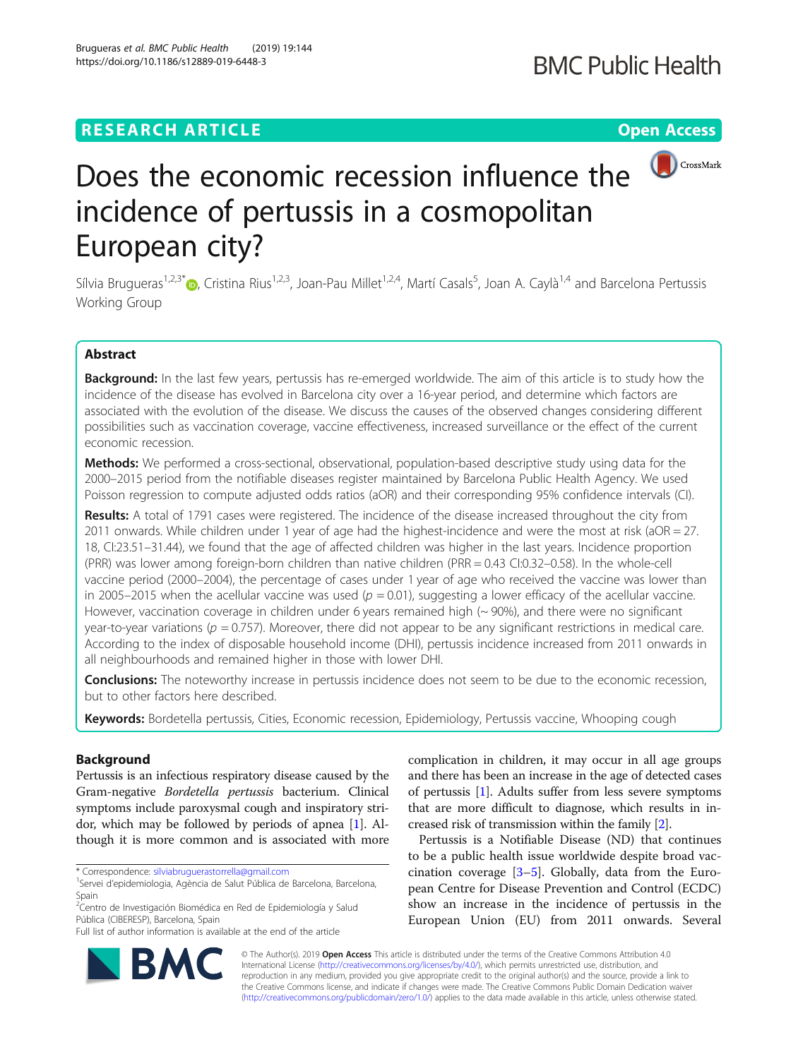RESEARCH ARTICLE

Open Access

# Does the economic recession influence the incidence of pertussis in a cosmopolitan European city?

Sílvia Brugueras[1,2,3*], Cristina Rius[1,2,3], Joan-Pau Millet[1,2,4], Martí Casals[5], Joan A. Caylà[1,4] and Barcelona Pertussis Working Group

## Abstract

**Background:** In the last few years, pertussis has re-emerged worldwide. The aim of this article is to study how the incidence of the disease has evolved in Barcelona city over a 16-year period, and determine which factors are associated with the evolution of the disease. We discuss the causes of the observed changes considering different possibilities such as vaccination coverage, vaccine effectiveness, increased surveillance or the effect of the current economic recession.

**Methods:** We performed a cross-sectional, observational, population-based descriptive study using data for the 2000–2015 period from the notifiable diseases register maintained by Barcelona Public Health Agency. We used Poisson regression to compute adjusted odds ratios (aOR) and their corresponding 95% confidence intervals (CI).

**Results:** A total of 1791 cases were registered. The incidence of the disease increased throughout the city from 2011 onwards. While children under 1 year of age had the highest-incidence and were the most at risk (aOR = 27.18, CI:23.51–31.44), we found that the age of affected children was higher in the last years. Incidence proportion (PRR) was lower among foreign-born children than native children (PRR = 0.43 CI:0.32–0.58). In the whole-cell vaccine period (2000–2004), the percentage of cases under 1 year of age who received the vaccine was lower than in 2005–2015 when the acellular vaccine was used ($p = 0.01$), suggesting a lower efficacy of the acellular vaccine. However, vaccination coverage in children under 6 years remained high (~ 90%), and there were no significant year-to-year variations ($p = 0.757$). Moreover, there did not appear to be any significant restrictions in medical care. According to the index of disposable household income (DHI), pertussis incidence increased from 2011 onwards in all neighbourhoods and remained higher in those with lower DHI.

**Conclusions:** The noteworthy increase in pertussis incidence does not seem to be due to the economic recession, but to other factors here described.

**Keywords:** Bordetella pertussis, Cities, Economic recession, Epidemiology, Pertussis vaccine, Whooping cough

## Background

Pertussis is an infectious respiratory disease caused by the Gram-negative *Bordetella pertussis* bacterium. Clinical symptoms include paroxysmal cough and inspiratory stridor, which may be followed by periods of apnea [1]. Although it is more common and is associated with more complication in children, it may occur in all age groups and there has been an increase in the age of detected cases of pertussis [1]. Adults suffer from less severe symptoms that are more difficult to diagnose, which results in increased risk of transmission within the family [2].

Pertussis is a Notifiable Disease (ND) that continues to be a public health issue worldwide despite broad vaccination coverage [3–5]. Globally, data from the European Centre for Disease Prevention and Control (ECDC) show an increase in the incidence of pertussis in the European Union (EU) from 2011 onwards. Several

* Correspondence: silviabruguerastorrella@gmail.com
[1]Servei d'epidemiologia, Agència de Salut Pública de Barcelona, Barcelona, Spain
[2]Centro de Investigación Biomédica en Red de Epidemiología y Salud Pública (CIBERESP), Barcelona, Spain
Full list of author information is available at the end of the article

© The Author(s). 2019 **Open Access** This article is distributed under the terms of the Creative Commons Attribution 4.0 International License (http://creativecommons.org/licenses/by/4.0/), which permits unrestricted use, distribution, and reproduction in any medium, provided you give appropriate credit to the original author(s) and the source, provide a link to the Creative Commons license, and indicate if changes were made. The Creative Commons Public Domain Dedication waiver (http://creativecommons.org/publicdomain/zero/1.0/) applies to the data made available in this article, unless otherwise stated.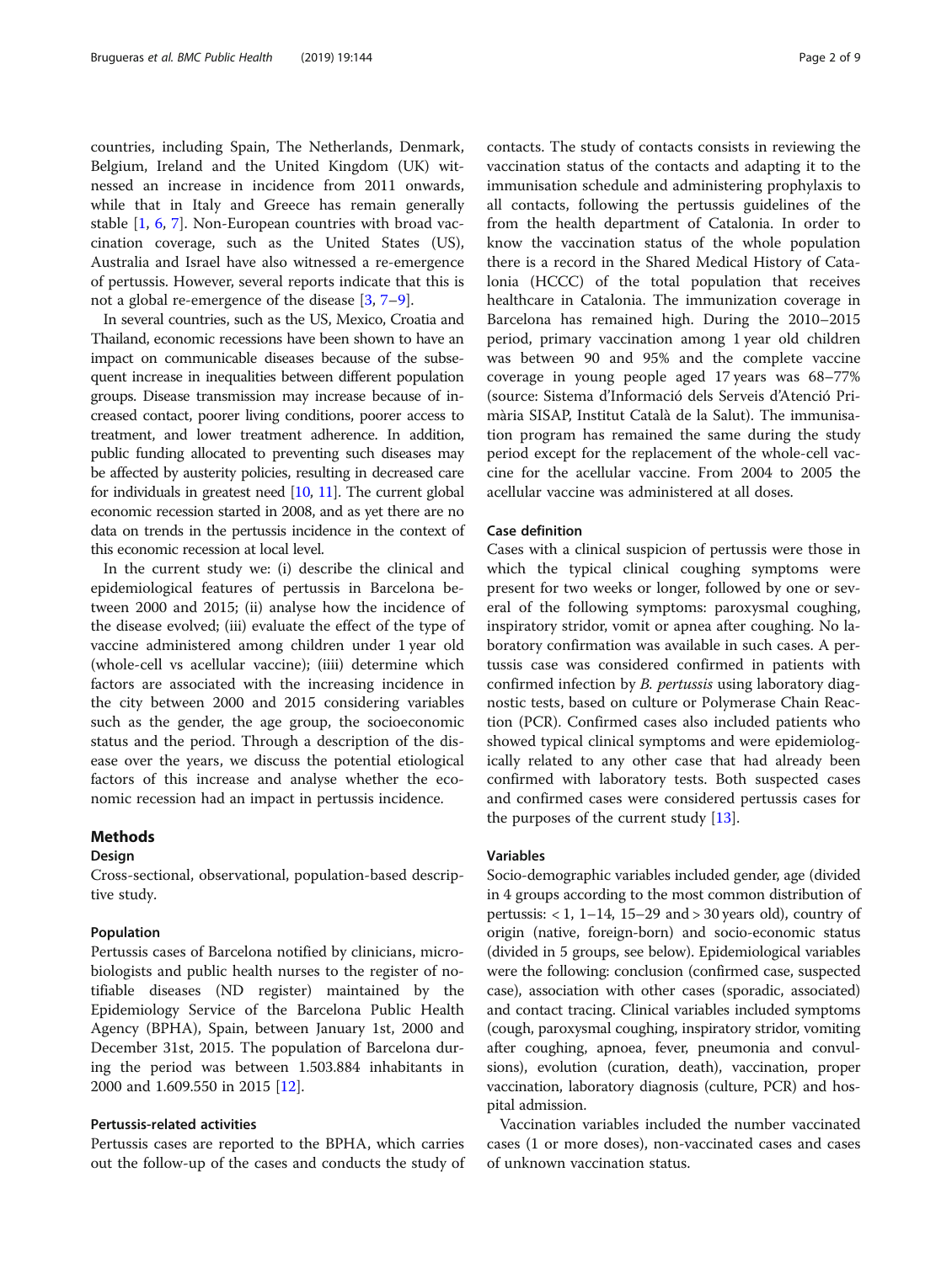countries, including Spain, The Netherlands, Denmark, Belgium, Ireland and the United Kingdom (UK) witnessed an increase in incidence from 2011 onwards, while that in Italy and Greece has remain generally stable [1, 6, 7]. Non-European countries with broad vaccination coverage, such as the United States (US), Australia and Israel have also witnessed a re-emergence of pertussis. However, several reports indicate that this is not a global re-emergence of the disease [3, 7–9].

In several countries, such as the US, Mexico, Croatia and Thailand, economic recessions have been shown to have an impact on communicable diseases because of the subsequent increase in inequalities between different population groups. Disease transmission may increase because of increased contact, poorer living conditions, poorer access to treatment, and lower treatment adherence. In addition, public funding allocated to preventing such diseases may be affected by austerity policies, resulting in decreased care for individuals in greatest need [10, 11]. The current global economic recession started in 2008, and as yet there are no data on trends in the pertussis incidence in the context of this economic recession at local level.

In the current study we: (i) describe the clinical and epidemiological features of pertussis in Barcelona between 2000 and 2015; (ii) analyse how the incidence of the disease evolved; (iii) evaluate the effect of the type of vaccine administered among children under 1 year old (whole-cell vs acellular vaccine); (iiii) determine which factors are associated with the increasing incidence in the city between 2000 and 2015 considering variables such as the gender, the age group, the socioeconomic status and the period. Through a description of the disease over the years, we discuss the potential etiological factors of this increase and analyse whether the economic recession had an impact in pertussis incidence.

## Methods

### Design

Cross-sectional, observational, population-based descriptive study.

### Population

Pertussis cases of Barcelona notified by clinicians, microbiologists and public health nurses to the register of notifiable diseases (ND register) maintained by the Epidemiology Service of the Barcelona Public Health Agency (BPHA), Spain, between January 1st, 2000 and December 31st, 2015. The population of Barcelona during the period was between 1.503.884 inhabitants in 2000 and 1.609.550 in 2015 [12].

### Pertussis-related activities

Pertussis cases are reported to the BPHA, which carries out the follow-up of the cases and conducts the study of contacts. The study of contacts consists in reviewing the vaccination status of the contacts and adapting it to the immunisation schedule and administering prophylaxis to all contacts, following the pertussis guidelines of the from the health department of Catalonia. In order to know the vaccination status of the whole population there is a record in the Shared Medical History of Catalonia (HCCC) of the total population that receives healthcare in Catalonia. The immunization coverage in Barcelona has remained high. During the 2010–2015 period, primary vaccination among 1 year old children was between 90 and 95% and the complete vaccine coverage in young people aged 17 years was 68–77% (source: Sistema d'Informació dels Serveis d'Atenció Primària SISAP, Institut Català de la Salut). The immunisation program has remained the same during the study period except for the replacement of the whole-cell vaccine for the acellular vaccine. From 2004 to 2005 the acellular vaccine was administered at all doses.

### Case definition

Cases with a clinical suspicion of pertussis were those in which the typical clinical coughing symptoms were present for two weeks or longer, followed by one or several of the following symptoms: paroxysmal coughing, inspiratory stridor, vomit or apnea after coughing. No laboratory confirmation was available in such cases. A pertussis case was considered confirmed in patients with confirmed infection by *B. pertussis* using laboratory diagnostic tests, based on culture or Polymerase Chain Reaction (PCR). Confirmed cases also included patients who showed typical clinical symptoms and were epidemiologically related to any other case that had already been confirmed with laboratory tests. Both suspected cases and confirmed cases were considered pertussis cases for the purposes of the current study [13].

### Variables

Socio-demographic variables included gender, age (divided in 4 groups according to the most common distribution of pertussis: < 1, 1–14, 15–29 and > 30 years old), country of origin (native, foreign-born) and socio-economic status (divided in 5 groups, see below). Epidemiological variables were the following: conclusion (confirmed case, suspected case), association with other cases (sporadic, associated) and contact tracing. Clinical variables included symptoms (cough, paroxysmal coughing, inspiratory stridor, vomiting after coughing, apnoea, fever, pneumonia and convulsions), evolution (curation, death), vaccination, proper vaccination, laboratory diagnosis (culture, PCR) and hospital admission.

Vaccination variables included the number vaccinated cases (1 or more doses), non-vaccinated cases and cases of unknown vaccination status.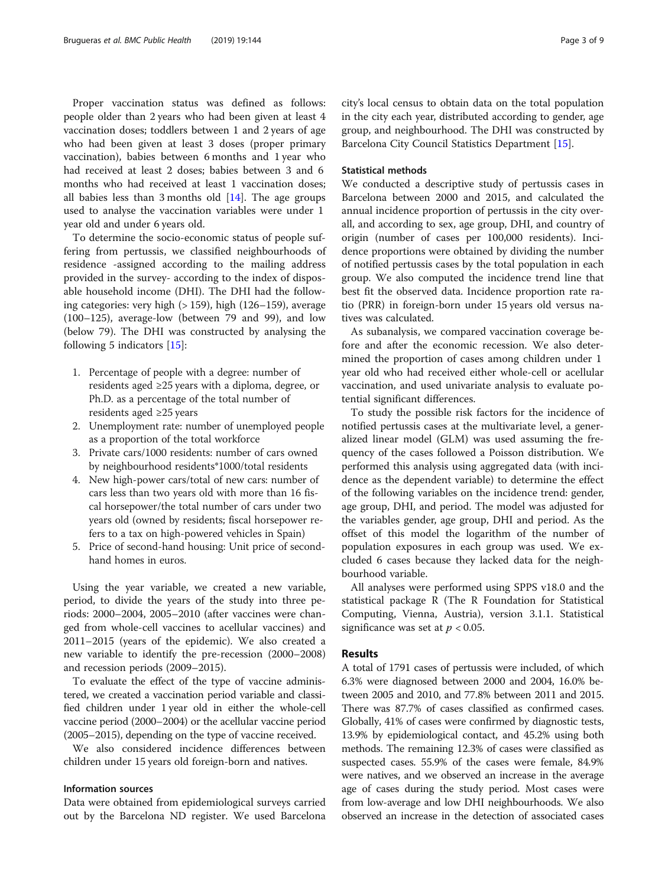Proper vaccination status was defined as follows: people older than 2 years who had been given at least 4 vaccination doses; toddlers between 1 and 2 years of age who had been given at least 3 doses (proper primary vaccination), babies between 6 months and 1 year who had received at least 2 doses; babies between 3 and 6 months who had received at least 1 vaccination doses; all babies less than 3 months old [14]. The age groups used to analyse the vaccination variables were under 1 year old and under 6 years old.

To determine the socio-economic status of people suffering from pertussis, we classified neighbourhoods of residence -assigned according to the mailing address provided in the survey- according to the index of disposable household income (DHI). The DHI had the following categories: very high (> 159), high (126–159), average (100–125), average-low (between 79 and 99), and low (below 79). The DHI was constructed by analysing the following 5 indicators [15]:

1. Percentage of people with a degree: number of residents aged ≥25 years with a diploma, degree, or Ph.D. as a percentage of the total number of residents aged ≥25 years
2. Unemployment rate: number of unemployed people as a proportion of the total workforce
3. Private cars/1000 residents: number of cars owned by neighbourhood residents*1000/total residents
4. New high-power cars/total of new cars: number of cars less than two years old with more than 16 fiscal horsepower/the total number of cars under two years old (owned by residents; fiscal horsepower refers to a tax on high-powered vehicles in Spain)
5. Price of second-hand housing: Unit price of second-hand homes in euros.

Using the year variable, we created a new variable, period, to divide the years of the study into three periods: 2000–2004, 2005–2010 (after vaccines were changed from whole-cell vaccines to acellular vaccines) and 2011–2015 (years of the epidemic). We also created a new variable to identify the pre-recession (2000–2008) and recession periods (2009–2015).

To evaluate the effect of the type of vaccine administered, we created a vaccination period variable and classified children under 1 year old in either the whole-cell vaccine period (2000–2004) or the acellular vaccine period (2005–2015), depending on the type of vaccine received.

We also considered incidence differences between children under 15 years old foreign-born and natives.

### Information sources

Data were obtained from epidemiological surveys carried out by the Barcelona ND register. We used Barcelona city's local census to obtain data on the total population in the city each year, distributed according to gender, age group, and neighbourhood. The DHI was constructed by Barcelona City Council Statistics Department [15].

### Statistical methods

We conducted a descriptive study of pertussis cases in Barcelona between 2000 and 2015, and calculated the annual incidence proportion of pertussis in the city overall, and according to sex, age group, DHI, and country of origin (number of cases per 100,000 residents). Incidence proportions were obtained by dividing the number of notified pertussis cases by the total population in each group. We also computed the incidence trend line that best fit the observed data. Incidence proportion rate ratio (PRR) in foreign-born under 15 years old versus natives was calculated.

As subanalysis, we compared vaccination coverage before and after the economic recession. We also determined the proportion of cases among children under 1 year old who had received either whole-cell or acellular vaccination, and used univariate analysis to evaluate potential significant differences.

To study the possible risk factors for the incidence of notified pertussis cases at the multivariate level, a generalized linear model (GLM) was used assuming the frequency of the cases followed a Poisson distribution. We performed this analysis using aggregated data (with incidence as the dependent variable) to determine the effect of the following variables on the incidence trend: gender, age group, DHI, and period. The model was adjusted for the variables gender, age group, DHI and period. As the offset of this model the logarithm of the number of population exposures in each group was used. We excluded 6 cases because they lacked data for the neighbourhood variable.

All analyses were performed using SPPS v18.0 and the statistical package R (The R Foundation for Statistical Computing, Vienna, Austria), version 3.1.1. Statistical significance was set at $p < 0.05$.

## Results

A total of 1791 cases of pertussis were included, of which 6.3% were diagnosed between 2000 and 2004, 16.0% between 2005 and 2010, and 77.8% between 2011 and 2015. There was 87.7% of cases classified as confirmed cases. Globally, 41% of cases were confirmed by diagnostic tests, 13.9% by epidemiological contact, and 45.2% using both methods. The remaining 12.3% of cases were classified as suspected cases. 55.9% of the cases were female, 84.9% were natives, and we observed an increase in the average age of cases during the study period. Most cases were from low-average and low DHI neighbourhoods. We also observed an increase in the detection of associated cases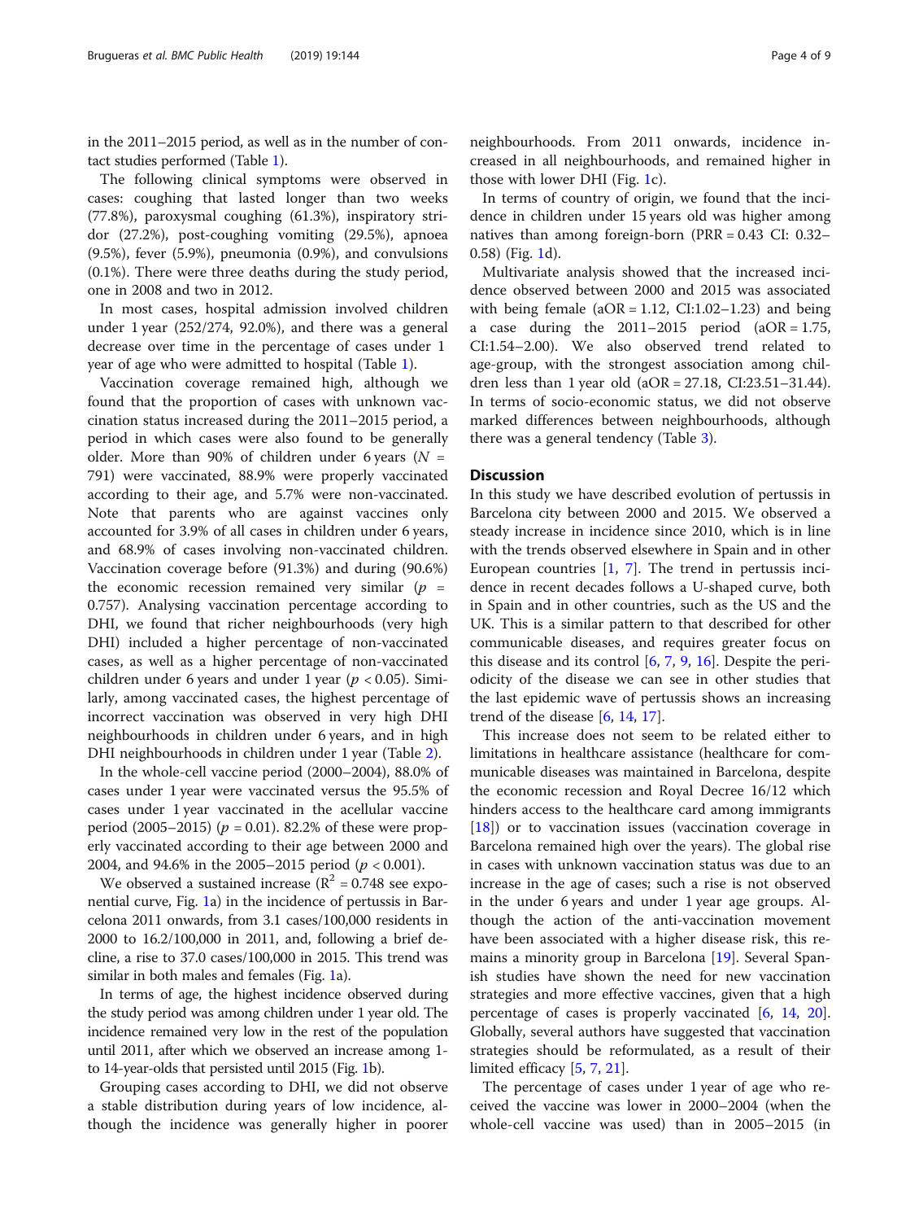in the 2011–2015 period, as well as in the number of contact studies performed (Table 1).

The following clinical symptoms were observed in cases: coughing that lasted longer than two weeks (77.8%), paroxysmal coughing (61.3%), inspiratory stridor (27.2%), post-coughing vomiting (29.5%), apnoea (9.5%), fever (5.9%), pneumonia (0.9%), and convulsions (0.1%). There were three deaths during the study period, one in 2008 and two in 2012.

In most cases, hospital admission involved children under 1 year (252/274, 92.0%), and there was a general decrease over time in the percentage of cases under 1 year of age who were admitted to hospital (Table 1).

Vaccination coverage remained high, although we found that the proportion of cases with unknown vaccination status increased during the 2011–2015 period, a period in which cases were also found to be generally older. More than 90% of children under 6 years ($N$ = 791) were vaccinated, 88.9% were properly vaccinated according to their age, and 5.7% were non-vaccinated. Note that parents who are against vaccines only accounted for 3.9% of all cases in children under 6 years, and 68.9% of cases involving non-vaccinated children. Vaccination coverage before (91.3%) and during (90.6%) the economic recession remained very similar ($p$ = 0.757). Analysing vaccination percentage according to DHI, we found that richer neighbourhoods (very high DHI) included a higher percentage of non-vaccinated cases, as well as a higher percentage of non-vaccinated children under 6 years and under 1 year ($p < 0.05$). Similarly, among vaccinated cases, the highest percentage of incorrect vaccination was observed in very high DHI neighbourhoods in children under 6 years, and in high DHI neighbourhoods in children under 1 year (Table 2).

In the whole-cell vaccine period (2000–2004), 88.0% of cases under 1 year were vaccinated versus the 95.5% of cases under 1 year vaccinated in the acellular vaccine period (2005–2015) ($p$ = 0.01). 82.2% of these were properly vaccinated according to their age between 2000 and 2004, and 94.6% in the 2005–2015 period ($p < 0.001$).

We observed a sustained increase ($R^2$ = 0.748 see exponential curve, Fig. 1a) in the incidence of pertussis in Barcelona 2011 onwards, from 3.1 cases/100,000 residents in 2000 to 16.2/100,000 in 2011, and, following a brief decline, a rise to 37.0 cases/100,000 in 2015. This trend was similar in both males and females (Fig. 1a).

In terms of age, the highest incidence observed during the study period was among children under 1 year old. The incidence remained very low in the rest of the population until 2011, after which we observed an increase among 1- to 14-year-olds that persisted until 2015 (Fig. 1b).

Grouping cases according to DHI, we did not observe a stable distribution during years of low incidence, although the incidence was generally higher in poorer neighbourhoods. From 2011 onwards, incidence increased in all neighbourhoods, and remained higher in those with lower DHI (Fig. 1c).

In terms of country of origin, we found that the incidence in children under 15 years old was higher among natives than among foreign-born (PRR = 0.43 CI: 0.32–0.58) (Fig. 1d).

Multivariate analysis showed that the increased incidence observed between 2000 and 2015 was associated with being female (aOR = 1.12, CI:1.02–1.23) and being a case during the 2011–2015 period (aOR = 1.75, CI:1.54–2.00). We also observed trend related to age-group, with the strongest association among children less than 1 year old (aOR = 27.18, CI:23.51–31.44). In terms of socio-economic status, we did not observe marked differences between neighbourhoods, although there was a general tendency (Table 3).

## Discussion

In this study we have described evolution of pertussis in Barcelona city between 2000 and 2015. We observed a steady increase in incidence since 2010, which is in line with the trends observed elsewhere in Spain and in other European countries [1, 7]. The trend in pertussis incidence in recent decades follows a U-shaped curve, both in Spain and in other countries, such as the US and the UK. This is a similar pattern to that described for other communicable diseases, and requires greater focus on this disease and its control [6, 7, 9, 16]. Despite the periodicity of the disease we can see in other studies that the last epidemic wave of pertussis shows an increasing trend of the disease [6, 14, 17].

This increase does not seem to be related either to limitations in healthcare assistance (healthcare for communicable diseases was maintained in Barcelona, despite the economic recession and Royal Decree 16/12 which hinders access to the healthcare card among immigrants [18]) or to vaccination issues (vaccination coverage in Barcelona remained high over the years). The global rise in cases with unknown vaccination status was due to an increase in the age of cases; such a rise is not observed in the under 6 years and under 1 year age groups. Although the action of the anti-vaccination movement have been associated with a higher disease risk, this remains a minority group in Barcelona [19]. Several Spanish studies have shown the need for new vaccination strategies and more effective vaccines, given that a high percentage of cases is properly vaccinated [6, 14, 20]. Globally, several authors have suggested that vaccination strategies should be reformulated, as a result of their limited efficacy [5, 7, 21].

The percentage of cases under 1 year of age who received the vaccine was lower in 2000–2004 (when the whole-cell vaccine was used) than in 2005–2015 (in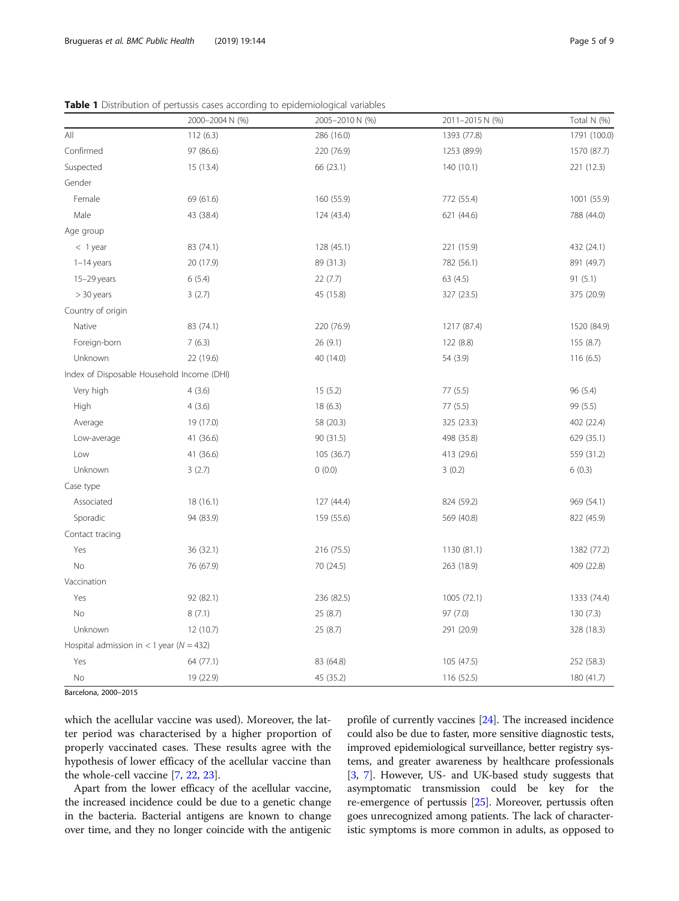**Table 1** Distribution of pertussis cases according to epidemiological variables

| | 2000–2004 N (%) | 2005–2010 N (%) | 2011–2015 N (%) | Total N (%) |
|---|---|---|---|---|
| All | 112 (6.3) | 286 (16.0) | 1393 (77.8) | 1791 (100.0) |
| Confirmed | 97 (86.6) | 220 (76.9) | 1253 (89.9) | 1570 (87.7) |
| Suspected | 15 (13.4) | 66 (23.1) | 140 (10.1) | 221 (12.3) |
| Gender | | | | |
| Female | 69 (61.6) | 160 (55.9) | 772 (55.4) | 1001 (55.9) |
| Male | 43 (38.4) | 124 (43.4) | 621 (44.6) | 788 (44.0) |
| Age group | | | | |
| < 1 year | 83 (74.1) | 128 (45.1) | 221 (15.9) | 432 (24.1) |
| 1–14 years | 20 (17.9) | 89 (31.3) | 782 (56.1) | 891 (49.7) |
| 15–29 years | 6 (5.4) | 22 (7.7) | 63 (4.5) | 91 (5.1) |
| > 30 years | 3 (2.7) | 45 (15.8) | 327 (23.5) | 375 (20.9) |
| Country of origin | | | | |
| Native | 83 (74.1) | 220 (76.9) | 1217 (87.4) | 1520 (84.9) |
| Foreign-born | 7 (6.3) | 26 (9.1) | 122 (8.8) | 155 (8.7) |
| Unknown | 22 (19.6) | 40 (14.0) | 54 (3.9) | 116 (6.5) |
| Index of Disposable Household Income (DHI) | | | | |
| Very high | 4 (3.6) | 15 (5.2) | 77 (5.5) | 96 (5.4) |
| High | 4 (3.6) | 18 (6.3) | 77 (5.5) | 99 (5.5) |
| Average | 19 (17.0) | 58 (20.3) | 325 (23.3) | 402 (22.4) |
| Low-average | 41 (36.6) | 90 (31.5) | 498 (35.8) | 629 (35.1) |
| Low | 41 (36.6) | 105 (36.7) | 413 (29.6) | 559 (31.2) |
| Unknown | 3 (2.7) | 0 (0.0) | 3 (0.2) | 6 (0.3) |
| Case type | | | | |
| Associated | 18 (16.1) | 127 (44.4) | 824 (59.2) | 969 (54.1) |
| Sporadic | 94 (83.9) | 159 (55.6) | 569 (40.8) | 822 (45.9) |
| Contact tracing | | | | |
| Yes | 36 (32.1) | 216 (75.5) | 1130 (81.1) | 1382 (77.2) |
| No | 76 (67.9) | 70 (24.5) | 263 (18.9) | 409 (22.8) |
| Vaccination | | | | |
| Yes | 92 (82.1) | 236 (82.5) | 1005 (72.1) | 1333 (74.4) |
| No | 8 (7.1) | 25 (8.7) | 97 (7.0) | 130 (7.3) |
| Unknown | 12 (10.7) | 25 (8.7) | 291 (20.9) | 328 (18.3) |
| Hospital admission in < 1 year ($N = 432$) | | | | |
| Yes | 64 (77.1) | 83 (64.8) | 105 (47.5) | 252 (58.3) |
| No | 19 (22.9) | 45 (35.2) | 116 (52.5) | 180 (41.7) |

Barcelona, 2000–2015

which the acellular vaccine was used). Moreover, the latter period was characterised by a higher proportion of properly vaccinated cases. These results agree with the hypothesis of lower efficacy of the acellular vaccine than the whole-cell vaccine [7, 22, 23].

Apart from the lower efficacy of the acellular vaccine, the increased incidence could be due to a genetic change in the bacteria. Bacterial antigens are known to change over time, and they no longer coincide with the antigenic profile of currently vaccines [24]. The increased incidence could also be due to faster, more sensitive diagnostic tests, improved epidemiological surveillance, better registry systems, and greater awareness by healthcare professionals [3, 7]. However, US- and UK-based study suggests that asymptomatic transmission could be key for the re-emergence of pertussis [25]. Moreover, pertussis often goes unrecognized among patients. The lack of characteristic symptoms is more common in adults, as opposed to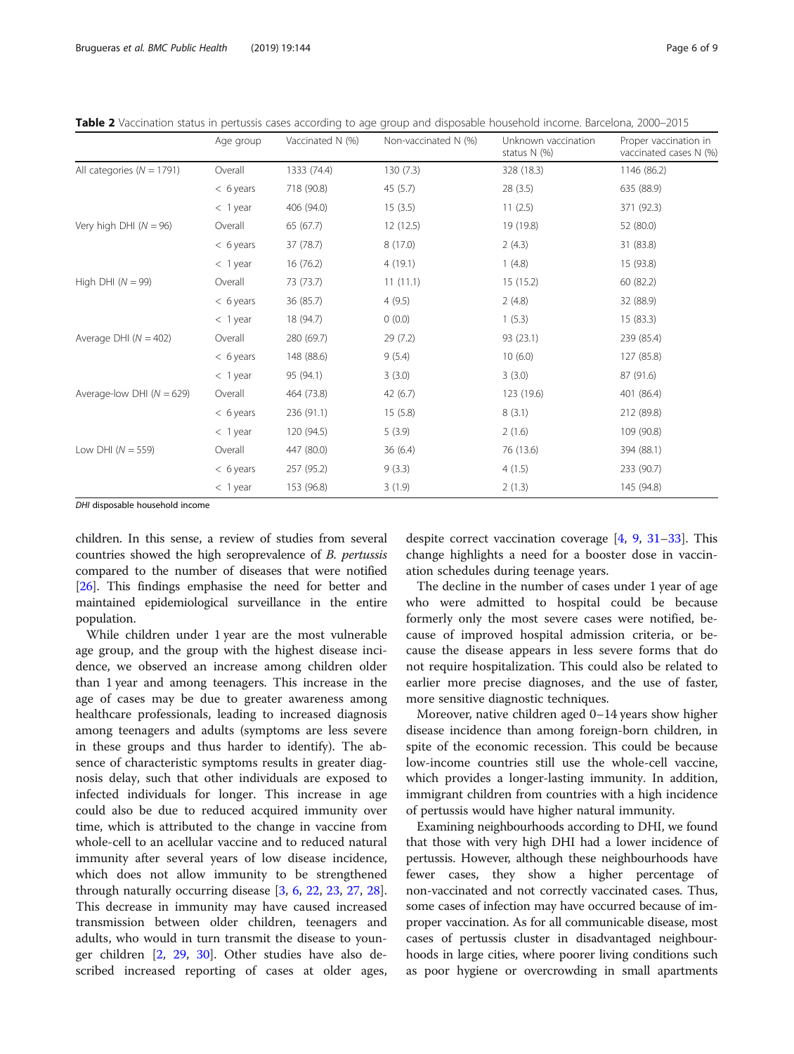**Table 2** Vaccination status in pertussis cases according to age group and disposable household income. Barcelona, 2000–2015

| | Age group | Vaccinated N (%) | Non-vaccinated N (%) | Unknown vaccination status N (%) | Proper vaccination in vaccinated cases N (%) |
|---|---|---|---|---|---|
| All categories (N = 1791) | Overall | 1333 (74.4) | 130 (7.3) | 328 (18.3) | 1146 (86.2) |
| | < 6 years | 718 (90.8) | 45 (5.7) | 28 (3.5) | 635 (88.9) |
| | < 1 year | 406 (94.0) | 15 (3.5) | 11 (2.5) | 371 (92.3) |
| Very high DHI (N = 96) | Overall | 65 (67.7) | 12 (12.5) | 19 (19.8) | 52 (80.0) |
| | < 6 years | 37 (78.7) | 8 (17.0) | 2 (4.3) | 31 (83.8) |
| | < 1 year | 16 (76.2) | 4 (19.1) | 1 (4.8) | 15 (93.8) |
| High DHI (N = 99) | Overall | 73 (73.7) | 11 (11.1) | 15 (15.2) | 60 (82.2) |
| | < 6 years | 36 (85.7) | 4 (9.5) | 2 (4.8) | 32 (88.9) |
| | < 1 year | 18 (94.7) | 0 (0.0) | 1 (5.3) | 15 (83.3) |
| Average DHI (N = 402) | Overall | 280 (69.7) | 29 (7.2) | 93 (23.1) | 239 (85.4) |
| | < 6 years | 148 (88.6) | 9 (5.4) | 10 (6.0) | 127 (85.8) |
| | < 1 year | 95 (94.1) | 3 (3.0) | 3 (3.0) | 87 (91.6) |
| Average-low DHI (N = 629) | Overall | 464 (73.8) | 42 (6.7) | 123 (19.6) | 401 (86.4) |
| | < 6 years | 236 (91.1) | 15 (5.8) | 8 (3.1) | 212 (89.8) |
| | < 1 year | 120 (94.5) | 5 (3.9) | 2 (1.6) | 109 (90.8) |
| Low DHI (N = 559) | Overall | 447 (80.0) | 36 (6.4) | 76 (13.6) | 394 (88.1) |
| | < 6 years | 257 (95.2) | 9 (3.3) | 4 (1.5) | 233 (90.7) |
| | < 1 year | 153 (96.8) | 3 (1.9) | 2 (1.3) | 145 (94.8) |

*DHI* disposable household income

children. In this sense, a review of studies from several countries showed the high seroprevalence of *B. pertussis* compared to the number of diseases that were notified [26]. This findings emphasise the need for better and maintained epidemiological surveillance in the entire population.

While children under 1 year are the most vulnerable age group, and the group with the highest disease incidence, we observed an increase among children older than 1 year and among teenagers. This increase in the age of cases may be due to greater awareness among healthcare professionals, leading to increased diagnosis among teenagers and adults (symptoms are less severe in these groups and thus harder to identify). The absence of characteristic symptoms results in greater diagnosis delay, such that other individuals are exposed to infected individuals for longer. This increase in age could also be due to reduced acquired immunity over time, which is attributed to the change in vaccine from whole-cell to an acellular vaccine and to reduced natural immunity after several years of low disease incidence, which does not allow immunity to be strengthened through naturally occurring disease [3, 6, 22, 23, 27, 28]. This decrease in immunity may have caused increased transmission between older children, teenagers and adults, who would in turn transmit the disease to younger children [2, 29, 30]. Other studies have also described increased reporting of cases at older ages, despite correct vaccination coverage [4, 9, 31–33]. This change highlights a need for a booster dose in vaccination schedules during teenage years.

The decline in the number of cases under 1 year of age who were admitted to hospital could be because formerly only the most severe cases were notified, because of improved hospital admission criteria, or because the disease appears in less severe forms that do not require hospitalization. This could also be related to earlier more precise diagnoses, and the use of faster, more sensitive diagnostic techniques.

Moreover, native children aged 0–14 years show higher disease incidence than among foreign-born children, in spite of the economic recession. This could be because low-income countries still use the whole-cell vaccine, which provides a longer-lasting immunity. In addition, immigrant children from countries with a high incidence of pertussis would have higher natural immunity.

Examining neighbourhoods according to DHI, we found that those with very high DHI had a lower incidence of pertussis. However, although these neighbourhoods have fewer cases, they show a higher percentage of non-vaccinated and not correctly vaccinated cases. Thus, some cases of infection may have occurred because of improper vaccination. As for all communicable disease, most cases of pertussis cluster in disadvantaged neighbourhoods in large cities, where poorer living conditions such as poor hygiene or overcrowding in small apartments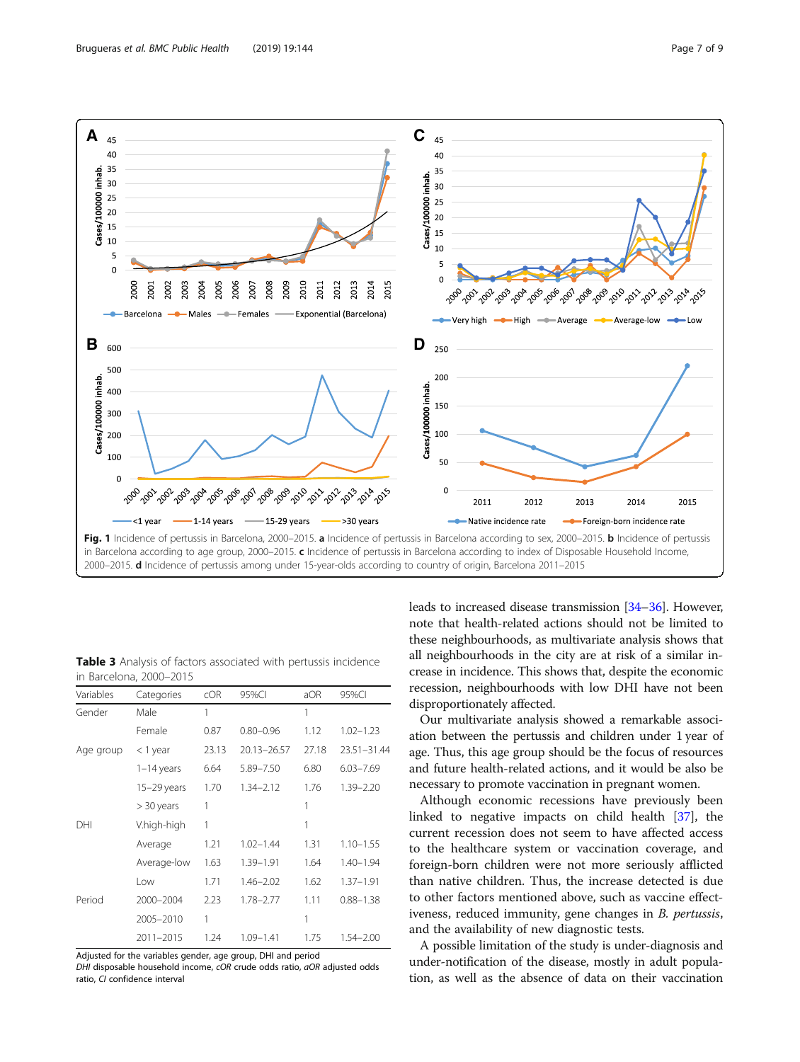**Fig. 1** Incidence of pertussis in Barcelona, 2000–2015. **a** Incidence of pertussis in Barcelona according to sex, 2000–2015. **b** Incidence of pertussis in Barcelona according to age group, 2000–2015. **c** Incidence of pertussis in Barcelona according to index of Disposable Household Income, 2000–2015. **d** Incidence of pertussis among under 15-year-olds according to country of origin, Barcelona 2011–2015

**Table 3** Analysis of factors associated with pertussis incidence in Barcelona, 2000–2015

| Variables | Categories | cOR | 95%CI | aOR | 95%CI |
|---|---|---|---|---|---|
| Gender | Male | 1 | | 1 | |
| | Female | 0.87 | 0.80–0.96 | 1.12 | 1.02–1.23 |
| Age group | < 1 year | 23.13 | 20.13–26.57 | 27.18 | 23.51–31.44 |
| | 1–14 years | 6.64 | 5.89–7.50 | 6.80 | 6.03–7.69 |
| | 15–29 years | 1.70 | 1.34–2.12 | 1.76 | 1.39–2.20 |
| | > 30 years | 1 | | 1 | |
| DHI | V.high-high | 1 | | 1 | |
| | Average | 1.21 | 1.02–1.44 | 1.31 | 1.10–1.55 |
| | Average-low | 1.63 | 1.39–1.91 | 1.64 | 1.40–1.94 |
| | Low | 1.71 | 1.46–2.02 | 1.62 | 1.37–1.91 |
| Period | 2000–2004 | 2.23 | 1.78–2.77 | 1.11 | 0.88–1.38 |
| | 2005–2010 | 1 | | 1 | |
| | 2011–2015 | 1.24 | 1.09–1.41 | 1.75 | 1.54–2.00 |

Adjusted for the variables gender, age group, DHI and period
*DHI* disposable household income, *cOR* crude odds ratio, *aOR* adjusted odds ratio, *CI* confidence interval

leads to increased disease transmission [34–36]. However, note that health-related actions should not be limited to these neighbourhoods, as multivariate analysis shows that all neighbourhoods in the city are at risk of a similar increase in incidence. This shows that, despite the economic recession, neighbourhoods with low DHI have not been disproportionately affected.

Our multivariate analysis showed a remarkable association between the pertussis and children under 1 year of age. Thus, this age group should be the focus of resources and future health-related actions, and it would be also be necessary to promote vaccination in pregnant women.

Although economic recessions have previously been linked to negative impacts on child health [37], the current recession does not seem to have affected access to the healthcare system or vaccination coverage, and foreign-born children were not more seriously afflicted than native children. Thus, the increase detected is due to other factors mentioned above, such as vaccine effectiveness, reduced immunity, gene changes in *B. pertussis*, and the availability of new diagnostic tests.

A possible limitation of the study is under-diagnosis and under-notification of the disease, mostly in adult population, as well as the absence of data on their vaccination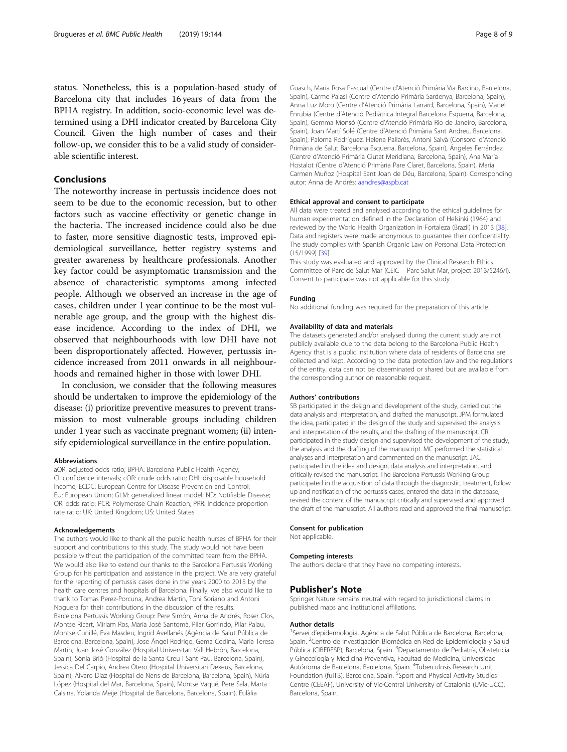status. Nonetheless, this is a population-based study of Barcelona city that includes 16 years of data from the BPHA registry. In addition, socio-economic level was determined using a DHI indicator created by Barcelona City Council. Given the high number of cases and their follow-up, we consider this to be a valid study of considerable scientific interest.

## Conclusions

The noteworthy increase in pertussis incidence does not seem to be due to the economic recession, but to other factors such as vaccine effectivity or genetic change in the bacteria. The increased incidence could also be due to faster, more sensitive diagnostic tests, improved epidemiological surveillance, better registry systems and greater awareness by healthcare professionals. Another key factor could be asymptomatic transmission and the absence of characteristic symptoms among infected people. Although we observed an increase in the age of cases, children under 1 year continue to be the most vulnerable age group, and the group with the highest disease incidence. According to the index of DHI, we observed that neighbourhoods with low DHI have not been disproportionately affected. However, pertussis incidence increased from 2011 onwards in all neighbourhoods and remained higher in those with lower DHI.

In conclusion, we consider that the following measures should be undertaken to improve the epidemiology of the disease: (i) prioritize preventive measures to prevent transmission to most vulnerable groups including children under 1 year such as vaccinate pregnant women; (ii) intensify epidemiological surveillance in the entire population.

#### Abbreviations

aOR: adjusted odds ratio; BPHA: Barcelona Public Health Agency; CI: confidence intervals; cOR: crude odds ratio; DHI: disposable household income; ECDC: European Centre for Disease Prevention and Control; EU: European Union; GLM: generalized linear model; ND: Notifiable Disease; OR: odds ratio; PCR: Polymerase Chain Reaction; PRR: Incidence proportion rate ratio; UK: United Kingdom; US: United States

#### Acknowledgements

The authors would like to thank all the public health nurses of BPHA for their support and contributions to this study. This study would not have been possible without the participation of the committed team from the BPHA. We would also like to extend our thanks to the Barcelona Pertussis Working Group for his participation and assistance in this project. We are very grateful for the reporting of pertussis cases done in the years 2000 to 2015 by the health care centres and hospitals of Barcelona. Finally, we also would like to thank to Tomas Perez-Porcuna, Andrea Martin, Toni Soriano and Antoni Noguera for their contributions in the discussion of the results.

Barcelona Pertussis Working Group: Pere Simón, Anna de Andrés, Roser Clos, Montse Ricart, Miriam Ros, Maria José Santomà, Pilar Gorrindo, Pilar Palau, Montse Cunillé, Eva Masdeu, Ingrid Avellanés (Agència de Salut Pública de Barcelona, Barcelona, Spain), Jose Ángel Rodrigo, Gema Codina, Maria Teresa Martin, Juan José González (Hospital Universitari Vall Hebrón, Barcelona, Spain), Sònia Brió (Hospital de la Santa Creu i Sant Pau, Barcelona, Spain), Jessica Del Carpio, Andrea Otero (Hospital Universitari Dexeus, Barcelona, Spain), Álvaro Díaz (Hospital de Nens de Barcelona, Barcelona, Spain), Núria López (Hospital del Mar, Barcelona, Spain), Montse Vaqué, Pere Sala, Marta Calsina, Yolanda Meije (Hospital de Barcelona, Barcelona, Spain), Eulàlia Guasch, Maria Rosa Pascual (Centre d'Atenció Primària Via Barcino, Barcelona, Spain), Carme Palasi (Centre d'Atenció Primària Sardenya, Barcelona, Spain), Anna Luz Moro (Centre d'Atenció Primària Larrard, Barcelona, Spain), Manel Enrubia (Centre d'Atenció Pediàtrica Integral Barcelona Esquerra, Barcelona, Spain), Gemma Monsó (Centre d'Atenció Primària Rio de Janeiro, Barcelona, Spain), Joan Martí Solé (Centre d'Atenció Primària Sant Andreu, Barcelona, Spain), Paloma Rodríguez, Helena Pallarès, Antoni Salvà (Consorci d'Atenció Primària de Salut Barcelona Esquerra, Barcelona, Spain), Ángeles Ferrández (Centre d'Atenció Primària Ciutat Meridiana, Barcelona, Spain), Ana María Hostalot (Centre d'Atenció Primària Pare Claret, Barcelona, Spain), María Carmen Muñoz (Hospital Sant Joan de Déu, Barcelona, Spain). Corresponding autor: Anna de Andrés; aandres@aspb.cat

#### Ethical approval and consent to participate

All data were treated and analysed according to the ethical guidelines for human experimentation defined in the Declaration of Helsinki (1964) and reviewed by the World Health Organization in Fortaleza (Brazil) in 2013 [38]. Data and registers were made anonymous to guarantee their confidentiality. The study complies with Spanish Organic Law on Personal Data Protection (15/1999) [39].

This study was evaluated and approved by the Clinical Research Ethics Committee of Parc de Salut Mar (CEIC – Parc Salut Mar, project 2013/5246/I). Consent to participate was not applicable for this study.

#### Funding

No additional funding was required for the preparation of this article.

#### Availability of data and materials

The datasets generated and/or analysed during the current study are not publicly available due to the data belong to the Barcelona Public Health Agency that is a public institution where data of residents of Barcelona are collected and kept. According to the data protection law and the regulations of the entity, data can not be disseminated or shared but are available from the corresponding author on reasonable request.

#### Authors' contributions

SB participated in the design and development of the study, carried out the data analysis and interpretation, and drafted the manuscript. JPM formulated the idea, participated in the design of the study and supervised the analysis and interpretation of the results, and the drafting of the manuscript. CR participated in the study design and supervised the development of the study, the analysis and the drafting of the manuscript. MC performed the statistical analyses and interpretation and commented on the manuscript. JAC participated in the idea and design, data analysis and interpretation, and critically revised the manuscript. The Barcelona Pertussis Working Group participated in the acquisition of data through the diagnostic, treatment, follow up and notification of the pertussis cases, entered the data in the database, revised the content of the manuscript critically and supervised and approved the draft of the manuscript. All authors read and approved the final manuscript.

#### Consent for publication

Not applicable.

#### Competing interests

The authors declare that they have no competing interests.

## Publisher's Note

Springer Nature remains neutral with regard to jurisdictional claims in published maps and institutional affiliations.

#### Author details

[1]Servei d'epidemiologia, Agència de Salut Pública de Barcelona, Barcelona, Spain. [2]Centro de Investigación Biomédica en Red de Epidemiología y Salud Pública (CIBERESP), Barcelona, Spain. [3]Departamento de Pediatría, Obstetricia y Ginecología y Medicina Preventiva, Facultad de Medicina, Universidad Autónoma de Barcelona, Barcelona, Spain. [4]Tuberculosis Research Unit Foundation (fuiTB), Barcelona, Spain. [5]Sport and Physical Activity Studies Centre (CEEAF), University of Vic-Central University of Catalonia (UVic-UCC), Barcelona, Spain.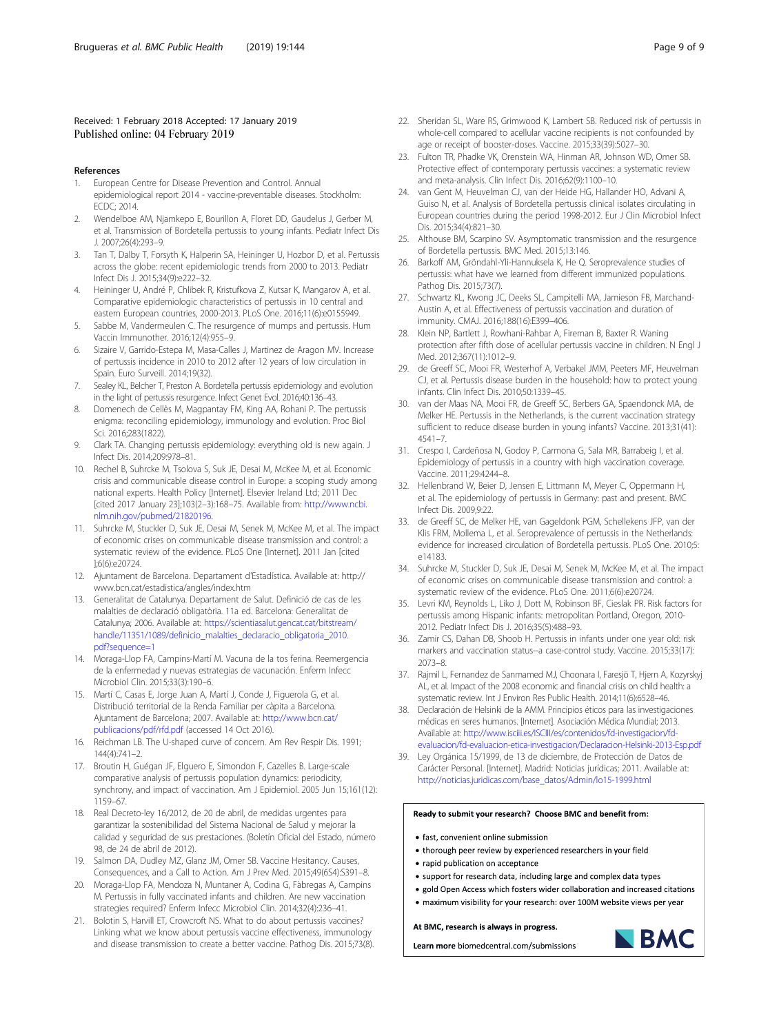Received: 1 February 2018 Accepted: 17 January 2019
Published online: 04 February 2019

## References

1. European Centre for Disease Prevention and Control. Annual epidemiological report 2014 - vaccine-preventable diseases. Stockholm: ECDC; 2014.
2. Wendelboe AM, Njamkepo E, Bourillon A, Floret DD, Gaudelus J, Gerber M, et al. Transmission of Bordetella pertussis to young infants. Pediatr Infect Dis J. 2007;26(4):293–9.
3. Tan T, Dalby T, Forsyth K, Halperin SA, Heininger U, Hozbor D, et al. Pertussis across the globe: recent epidemiologic trends from 2000 to 2013. Pediatr Infect Dis J. 2015;34(9):e222–32.
4. Heininger U, André P, Chlibek R, Kristufkova Z, Kutsar K, Mangarov A, et al. Comparative epidemiologic characteristics of pertussis in 10 central and eastern European countries, 2000-2013. PLoS One. 2016;11(6):e0155949.
5. Sabbe M, Vandermeulen C. The resurgence of mumps and pertussis. Hum Vaccin Immunother. 2016;12(4):955–9.
6. Sizaire V, Garrido-Estepa M, Masa-Calles J, Martinez de Aragon MV. Increase of pertussis incidence in 2010 to 2012 after 12 years of low circulation in Spain. Euro Surveill. 2014;19(32).
7. Sealey KL, Belcher T, Preston A. Bordetella pertussis epidemiology and evolution in the light of pertussis resurgence. Infect Genet Evol. 2016;40:136–43.
8. Domenech de Cellès M, Magpantay FM, King AA, Rohani P. The pertussis enigma: reconciling epidemiology, immunology and evolution. Proc Biol Sci. 2016;283(1822).
9. Clark TA. Changing pertussis epidemiology: everything old is new again. J Infect Dis. 2014;209:978–81.
10. Rechel B, Suhrcke M, Tsolova S, Suk JE, Desai M, McKee M, et al. Economic crisis and communicable disease control in Europe: a scoping study among national experts. Health Policy [Internet]. Elsevier Ireland Ltd; 2011 Dec [cited 2017 January 23];103(2–3):168–75. Available from: http://www.ncbi.nlm.nih.gov/pubmed/21820196.
11. Suhrcke M, Stuckler D, Suk JE, Desai M, Senek M, McKee M, et al. The impact of economic crises on communicable disease transmission and control: a systematic review of the evidence. PLoS One [Internet]. 2011 Jan [cited ];6(6):e20724.
12. Ajuntament de Barcelona. Departament d'Estadística. Available at: http://www.bcn.cat/estadistica/angles/index.htm
13. Generalitat de Catalunya. Departament de Salut. Definició de cas de les malalties de declaració obligatòria. 11a ed. Barcelona: Generalitat de Catalunya; 2006. Available at: https://scientiasalut.gencat.cat/bitstream/handle/11351/1089/definicio_malalties_declaracio_obligatoria_2010.pdf?sequence=1
14. Moraga-Llop FA, Campins-Martí M. Vacuna de la tos ferina. Reemergencia de la enfermedad y nuevas estrategias de vacunación. Enferm Infecc Microbiol Clin. 2015;33(3):190–6.
15. Martí C, Casas E, Jorge Juan A, Martí J, Conde J, Figuerola G, et al. Distribució territorial de la Renda Familiar per càpita a Barcelona. Ajuntament de Barcelona; 2007. Available at: http://www.bcn.cat/publicacions/pdf/rfd.pdf (accessed 14 Oct 2016).
16. Reichman LB. The U-shaped curve of concern. Am Rev Respir Dis. 1991; 144(4):741–2.
17. Broutin H, Guégan JF, Elguero E, Simondon F, Cazelles B. Large-scale comparative analysis of pertussis population dynamics: periodicity, synchrony, and impact of vaccination. Am J Epidemiol. 2005 Jun 15;161(12): 1159–67.
18. Real Decreto-ley 16/2012, de 20 de abril, de medidas urgentes para garantizar la sostenibilidad del Sistema Nacional de Salud y mejorar la calidad y seguridad de sus prestaciones. (Boletín Oficial del Estado, número 98, de 24 de abril de 2012).
19. Salmon DA, Dudley MZ, Glanz JM, Omer SB. Vaccine Hesitancy. Causes, Consequences, and a Call to Action. Am J Prev Med. 2015;49(6S4):S391–8.
20. Moraga-Llop FA, Mendoza N, Muntaner A, Codina G, Fàbregas A, Campins M. Pertussis in fully vaccinated infants and children. Are new vaccination strategies required? Enferm Infecc Microbiol Clin. 2014;32(4):236–41.
21. Bolotin S, Harvill ET, Crowcroft NS. What to do about pertussis vaccines? Linking what we know about pertussis vaccine effectiveness, immunology and disease transmission to create a better vaccine. Pathog Dis. 2015;73(8).
22. Sheridan SL, Ware RS, Grimwood K, Lambert SB. Reduced risk of pertussis in whole-cell compared to acellular vaccine recipients is not confounded by age or receipt of booster-doses. Vaccine. 2015;33(39):5027–30.
23. Fulton TR, Phadke VK, Orenstein WA, Hinman AR, Johnson WD, Omer SB. Protective effect of contemporary pertussis vaccines: a systematic review and meta-analysis. Clin Infect Dis. 2016;62(9):1100–10.
24. van Gent M, Heuvelman CJ, van der Heide HG, Hallander HO, Advani A, Guiso N, et al. Analysis of Bordetella pertussis clinical isolates circulating in European countries during the period 1998-2012. Eur J Clin Microbiol Infect Dis. 2015;34(4):821–30.
25. Althouse BM, Scarpino SV. Asymptomatic transmission and the resurgence of Bordetella pertussis. BMC Med. 2015;13:146.
26. Barkoff AM, Gröndahl-Yli-Hannuksela K, He Q. Seroprevalence studies of pertussis: what have we learned from different immunized populations. Pathog Dis. 2015;73(7).
27. Schwartz KL, Kwong JC, Deeks SL, Campitelli MA, Jamieson FB, Marchand-Austin A, et al. Effectiveness of pertussis vaccination and duration of immunity. CMAJ. 2016;188(16):E399–406.
28. Klein NP, Bartlett J, Rowhani-Rahbar A, Fireman B, Baxter R. Waning protection after fifth dose of acellular pertussis vaccine in children. N Engl J Med. 2012;367(11):1012–9.
29. de Greeff SC, Mooi FR, Westerhof A, Verbakel JMM, Peeters MF, Heuvelman CJ, et al. Pertussis disease burden in the household: how to protect young infants. Clin Infect Dis. 2010;50:1339–45.
30. van der Maas NA, Mooi FR, de Greeff SC, Berbers GA, Spaendonck MA, de Melker HE. Pertussis in the Netherlands, is the current vaccination strategy sufficient to reduce disease burden in young infants? Vaccine. 2013;31(41): 4541–7.
31. Crespo I, Cardeñosa N, Godoy P, Carmona G, Sala MR, Barrabeig I, et al. Epidemiology of pertussis in a country with high vaccination coverage. Vaccine. 2011;29:4244–8.
32. Hellenbrand W, Beier D, Jensen E, Littmann M, Meyer C, Oppermann H, et al. The epidemiology of pertussis in Germany: past and present. BMC Infect Dis. 2009;9:22.
33. de Greeff SC, de Melker HE, van Gageldonk PGM, Schellekens JFP, van der Klis FRM, Mollema L, et al. Seroprevalence of pertussis in the Netherlands: evidence for increased circulation of Bordetella pertussis. PLoS One. 2010;5: e14183.
34. Suhrcke M, Stuckler D, Suk JE, Desai M, Senek M, McKee M, et al. The impact of economic crises on communicable disease transmission and control: a systematic review of the evidence. PLoS One. 2011;6(6):e20724.
35. Levri KM, Reynolds L, Liko J, Dott M, Robinson BF, Cieslak PR. Risk factors for pertussis among Hispanic infants: metropolitan Portland, Oregon, 2010-2012. Pediatr Infect Dis J. 2016;35(5):488–93.
36. Zamir CS, Dahan DB, Shoob H. Pertussis in infants under one year old: risk markers and vaccination status--a case-control study. Vaccine. 2015;33(17): 2073–8.
37. Rajmil L, Fernandez de Sanmamed MJ, Choonara I, Faresjö T, Hjern A, Kozyrskyj AL, et al. Impact of the 2008 economic and financial crisis on child health: a systematic review. Int J Environ Res Public Health. 2014;11(6):6528–46.
38. Declaración de Helsinki de la AMM. Principios éticos para las investigaciones médicas en seres humanos. [Internet]. Asociación Médica Mundial; 2013. Available at: http://www.isciii.es/ISCIII/es/contenidos/fd-investigacion/fd-evaluacion/fd-evaluacion-etica-investigacion/Declaracion-Helsinki-2013-Esp.pdf
39. Ley Orgánica 15/1999, de 13 de diciembre, de Protección de Datos de Carácter Personal. [Internet]. Madrid: Noticias jurídicas; 2011. Available at: http://noticias.juridicas.com/base_datos/Admin/lo15-1999.html

**Ready to submit your research? Choose BMC and benefit from:**

- fast, convenient online submission
- thorough peer review by experienced researchers in your field
- rapid publication on acceptance
- support for research data, including large and complex data types
- gold Open Access which fosters wider collaboration and increased citations
- maximum visibility for your research: over 100M website views per year

**At BMC, research is always in progress.**

**Learn more** biomedcentral.com/submissions

BMC